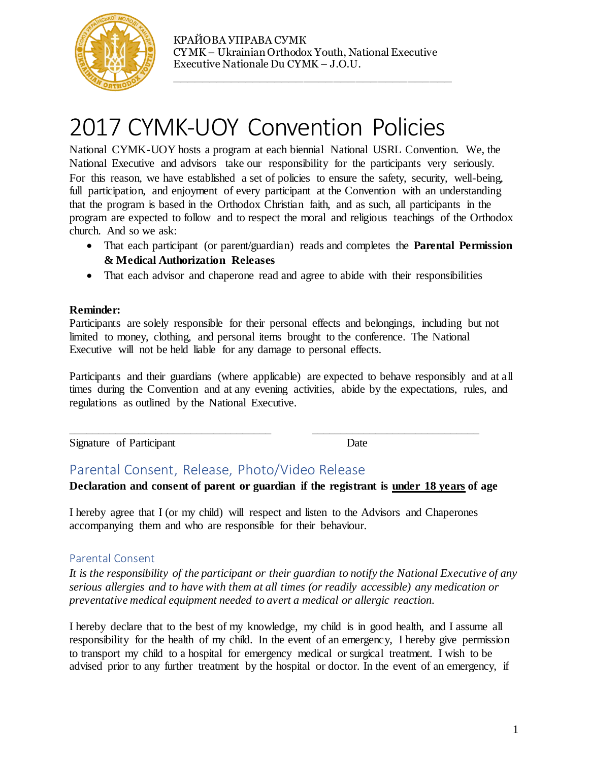КРАЙОВА УПРАВА СУМК
CYMK – Ukrainian Orthodox Youth, National Executive
Executive Nationale Du CYMK – J.O.U.

# 2017 CYMK-UOY Convention Policies

National CYMK-UOY hosts a program at each biennial National USRL Convention. We, the National Executive and advisors take our responsibility for the participants very seriously. For this reason, we have established a set of policies to ensure the safety, security, well-being, full participation, and enjoyment of every participant at the Convention with an understanding that the program is based in the Orthodox Christian faith, and as such, all participants in the program are expected to follow and to respect the moral and religious teachings of the Orthodox church. And so we ask:

- That each participant (or parent/guardian) reads and completes the **Parental Permission & Medical Authorization Releases**
- That each advisor and chaperone read and agree to abide with their responsibilities

**Reminder:**
Participants are solely responsible for their personal effects and belongings, including but not limited to money, clothing, and personal items brought to the conference. The National Executive will not be held liable for any damage to personal effects.

Participants and their guardians (where applicable) are expected to behave responsibly and at all times during the Convention and at any evening activities, abide by the expectations, rules, and regulations as outlined by the National Executive.

_________________________________ _____________________________

Signature of Participant Date

## Parental Consent, Release, Photo/Video Release

**Declaration and consent of parent or guardian if the registrant is <u>under 18 years</u> of age**

I hereby agree that I (or my child) will respect and listen to the Advisors and Chaperones accompanying them and who are responsible for their behaviour.

### Parental Consent

*It is the responsibility of the participant or their guardian to notify the National Executive of any serious allergies and to have with them at all times (or readily accessible) any medication or preventative medical equipment needed to avert a medical or allergic reaction.*

I hereby declare that to the best of my knowledge, my child is in good health, and I assume all responsibility for the health of my child. In the event of an emergency, I hereby give permission to transport my child to a hospital for emergency medical or surgical treatment. I wish to be advised prior to any further treatment by the hospital or doctor. In the event of an emergency, if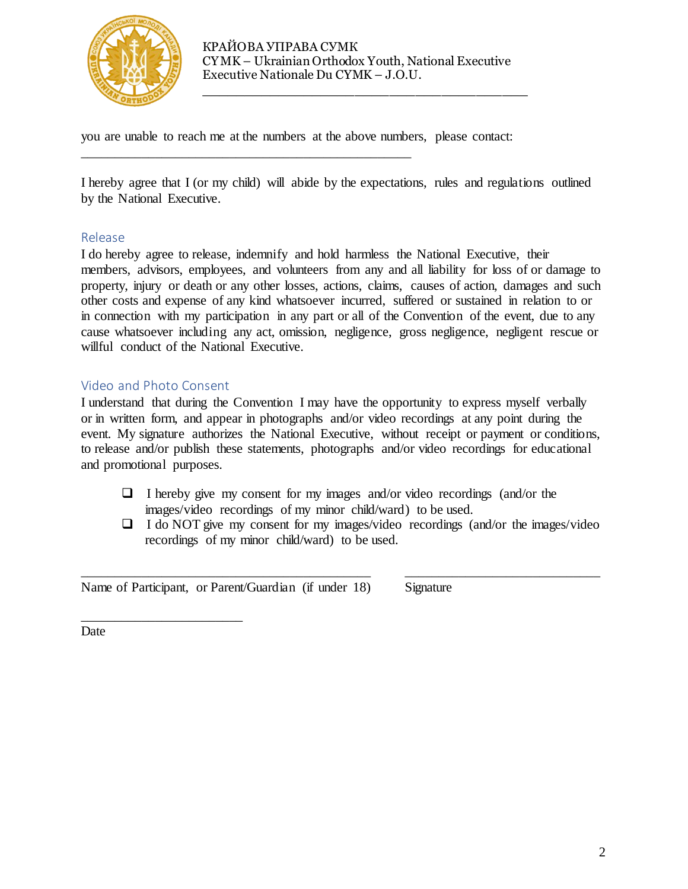КРАЙОВА УПРАВА СУМК
CYMK – Ukrainian Orthodox Youth, National Executive
Executive Nationale Du CYMK – J.O.U.

you are unable to reach me at the numbers at the above numbers, please contact: ___________________________________________

I hereby agree that I (or my child) will abide by the expectations, rules and regulations outlined by the National Executive.

## Release

I do hereby agree to release, indemnify and hold harmless the National Executive, their members, advisors, employees, and volunteers from any and all liability for loss of or damage to property, injury or death or any other losses, actions, claims, causes of action, damages and such other costs and expense of any kind whatsoever incurred, suffered or sustained in relation to or in connection with my participation in any part or all of the Convention of the event, due to any cause whatsoever including any act, omission, negligence, gross negligence, negligent rescue or willful conduct of the National Executive.

## Video and Photo Consent

I understand that during the Convention I may have the opportunity to express myself verbally or in written form, and appear in photographs and/or video recordings at any point during the event. My signature authorizes the National Executive, without receipt or payment or conditions, to release and/or publish these statements, photographs and/or video recordings for educational and promotional purposes.

- ☐ I hereby give my consent for my images and/or video recordings (and/or the images/video recordings of my minor child/ward) to be used.
- ☐ I do NOT give my consent for my images/video recordings (and/or the images/video recordings of my minor child/ward) to be used.

_______________________________________ Name of Participant, or Parent/Guardian (if under 18)

_______________________________________ Signature

_______________________ Date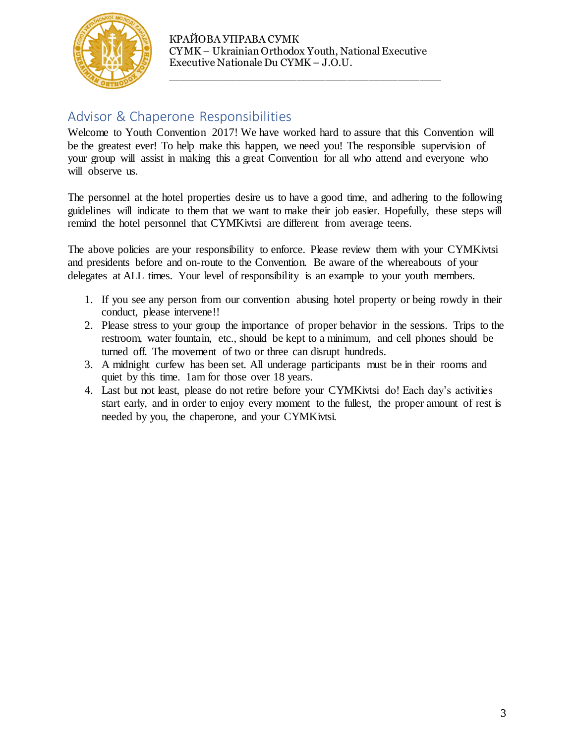КРАЙОВА УПРАВА СУМК
CYMK – Ukrainian Orthodox Youth, National Executive
Executive Nationale Du CYMK – J.O.U.

## Advisor & Chaperone Responsibilities

Welcome to Youth Convention 2017! We have worked hard to assure that this Convention will be the greatest ever! To help make this happen, we need you! The responsible supervision of your group will assist in making this a great Convention for all who attend and everyone who will observe us.

The personnel at the hotel properties desire us to have a good time, and adhering to the following guidelines will indicate to them that we want to make their job easier. Hopefully, these steps will remind the hotel personnel that CYMKivtsi are different from average teens.

The above policies are your responsibility to enforce. Please review them with your CYMKivtsi and presidents before and on-route to the Convention. Be aware of the whereabouts of your delegates at ALL times. Your level of responsibility is an example to your youth members.

1. If you see any person from our convention abusing hotel property or being rowdy in their conduct, please intervene!!
2. Please stress to your group the importance of proper behavior in the sessions. Trips to the restroom, water fountain, etc., should be kept to a minimum, and cell phones should be turned off. The movement of two or three can disrupt hundreds.
3. A midnight curfew has been set. All underage participants must be in their rooms and quiet by this time. 1am for those over 18 years.
4. Last but not least, please do not retire before your CYMKivtsi do! Each day's activities start early, and in order to enjoy every moment to the fullest, the proper amount of rest is needed by you, the chaperone, and your CYMKivtsi.